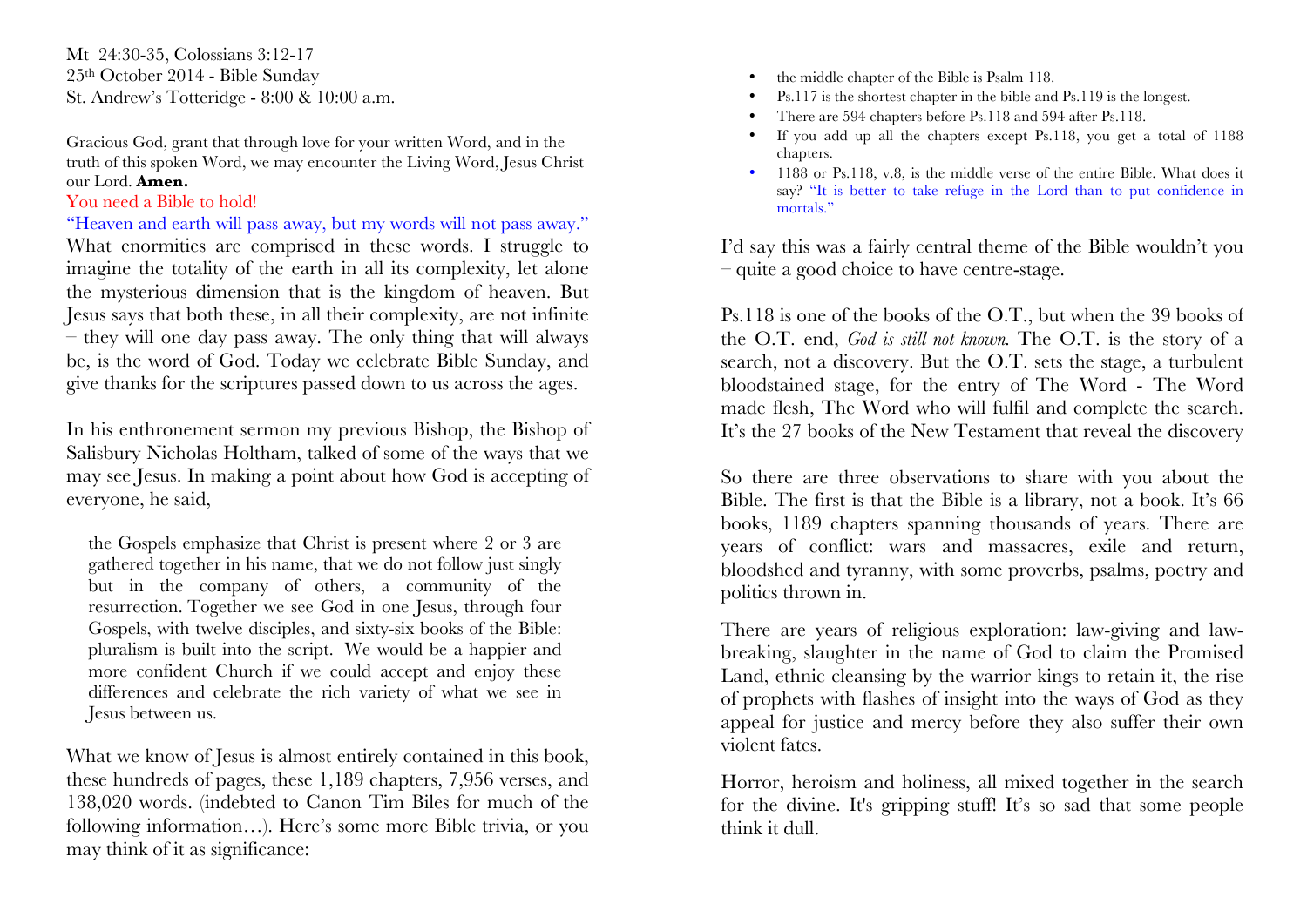Mt 24:30-35, Colossians 3:12-17
25th October 2014 - Bible Sunday
St. Andrew's Totteridge - 8:00 & 10:00 a.m.

Gracious God, grant that through love for your written Word, and in the truth of this spoken Word, we may encounter the Living Word, Jesus Christ our Lord. **Amen.**

You need a Bible to hold!

"Heaven and earth will pass away, but my words will not pass away." What enormities are comprised in these words. I struggle to imagine the totality of the earth in all its complexity, let alone the mysterious dimension that is the kingdom of heaven. But Jesus says that both these, in all their complexity, are not infinite – they will one day pass away. The only thing that will always be, is the word of God. Today we celebrate Bible Sunday, and give thanks for the scriptures passed down to us across the ages.

In his enthronement sermon my previous Bishop, the Bishop of Salisbury Nicholas Holtham, talked of some of the ways that we may see Jesus. In making a point about how God is accepting of everyone, he said,

> the Gospels emphasize that Christ is present where 2 or 3 are gathered together in his name, that we do not follow just singly but in the company of others, a community of the resurrection. Together we see God in one Jesus, through four Gospels, with twelve disciples, and sixty-six books of the Bible: pluralism is built into the script. We would be a happier and more confident Church if we could accept and enjoy these differences and celebrate the rich variety of what we see in Jesus between us.

What we know of Jesus is almost entirely contained in this book, these hundreds of pages, these 1,189 chapters, 7,956 verses, and 138,020 words. (indebted to Canon Tim Biles for much of the following information…). Here's some more Bible trivia, or you may think of it as significance:

- the middle chapter of the Bible is Psalm 118.
- Ps.117 is the shortest chapter in the bible and Ps.119 is the longest.
- There are 594 chapters before Ps.118 and 594 after Ps.118.
- If you add up all the chapters except Ps.118, you get a total of 1188 chapters.
- 1188 or Ps.118, v.8, is the middle verse of the entire Bible. What does it say? "It is better to take refuge in the Lord than to put confidence in mortals."

I'd say this was a fairly central theme of the Bible wouldn't you – quite a good choice to have centre-stage.

Ps.118 is one of the books of the O.T., but when the 39 books of the O.T. end, *God is still not known*. The O.T. is the story of a search, not a discovery. But the O.T. sets the stage, a turbulent bloodstained stage, for the entry of The Word - The Word made flesh, The Word who will fulfil and complete the search. It's the 27 books of the New Testament that reveal the discovery

So there are three observations to share with you about the Bible. The first is that the Bible is a library, not a book. It's 66 books, 1189 chapters spanning thousands of years. There are years of conflict: wars and massacres, exile and return, bloodshed and tyranny, with some proverbs, psalms, poetry and politics thrown in.

There are years of religious exploration: law-giving and law-breaking, slaughter in the name of God to claim the Promised Land, ethnic cleansing by the warrior kings to retain it, the rise of prophets with flashes of insight into the ways of God as they appeal for justice and mercy before they also suffer their own violent fates.

Horror, heroism and holiness, all mixed together in the search for the divine. It's gripping stuff! It's so sad that some people think it dull.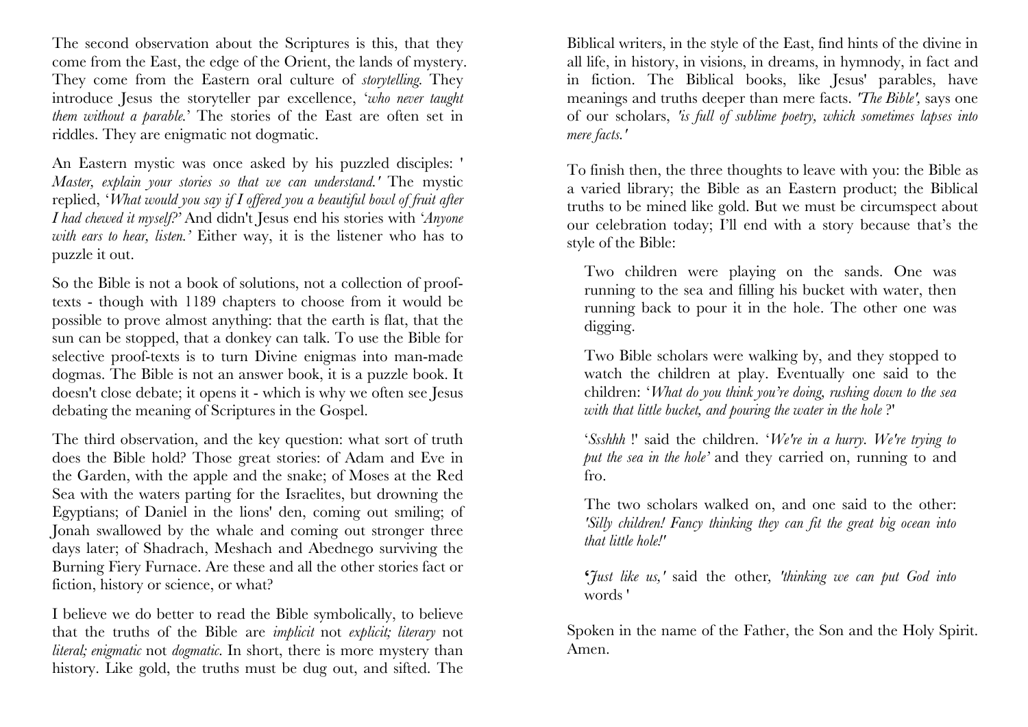The second observation about the Scriptures is this, that they come from the East, the edge of the Orient, the lands of mystery. They come from the Eastern oral culture of *storytelling.* They introduce Jesus the storyteller par excellence, '*who never taught them without a parable.*' The stories of the East are often set in riddles. They are enigmatic not dogmatic.

An Eastern mystic was once asked by his puzzled disciples: '*Master, explain your stories so that we can understand.'* The mystic replied, '*What would you say if I offered you a beautiful bowl of fruit after I had chewed it myself?*' And didn't Jesus end his stories with '*Anyone with ears to hear, listen.'* Either way, it is the listener who has to puzzle it out.

So the Bible is not a book of solutions, not a collection of proof-texts - though with 1189 chapters to choose from it would be possible to prove almost anything: that the earth is flat, that the sun can be stopped, that a donkey can talk. To use the Bible for selective proof-texts is to turn Divine enigmas into man-made dogmas. The Bible is not an answer book, it is a puzzle book. It doesn't close debate; it opens it - which is why we often see Jesus debating the meaning of Scriptures in the Gospel.

The third observation, and the key question: what sort of truth does the Bible hold? Those great stories: of Adam and Eve in the Garden, with the apple and the snake; of Moses at the Red Sea with the waters parting for the Israelites, but drowning the Egyptians; of Daniel in the lions' den, coming out smiling; of Jonah swallowed by the whale and coming out stronger three days later; of Shadrach, Meshach and Abednego surviving the Burning Fiery Furnace. Are these and all the other stories fact or fiction, history or science, or what?

I believe we do better to read the Bible symbolically, to believe that the truths of the Bible are *implicit* not *explicit; literary* not *literal; enigmatic* not *dogmatic.* In short, there is more mystery than history. Like gold, the truths must be dug out, and sifted. The Biblical writers, in the style of the East, find hints of the divine in all life, in history, in visions, in dreams, in hymnody, in fact and in fiction. The Biblical books, like Jesus' parables, have meanings and truths deeper than mere facts. *'The Bible',* says one of our scholars, *'is full of sublime poetry, which sometimes lapses into mere facts.'*

To finish then, the three thoughts to leave with you: the Bible as a varied library; the Bible as an Eastern product; the Biblical truths to be mined like gold. But we must be circumspect about our celebration today; I'll end with a story because that's the style of the Bible:

> Two children were playing on the sands. One was running to the sea and filling his bucket with water, then running back to pour it in the hole. The other one was digging.
>
> Two Bible scholars were walking by, and they stopped to watch the children at play. Eventually one said to the children: '*What do you think you're doing, rushing down to the sea with that little bucket, and pouring the water in the hole* ?'
>
> '*Ssshhh* !' said the children. '*We're in a hurry. We're trying to put the sea in the hole*' and they carried on, running to and fro.
>
> The two scholars walked on, and one said to the other: *'Silly children! Fancy thinking they can fit the great big ocean into that little hole!'*
>
> '*Just like us,'* said the other, *'thinking we can put God into* words '

Spoken in the name of the Father, the Son and the Holy Spirit. Amen.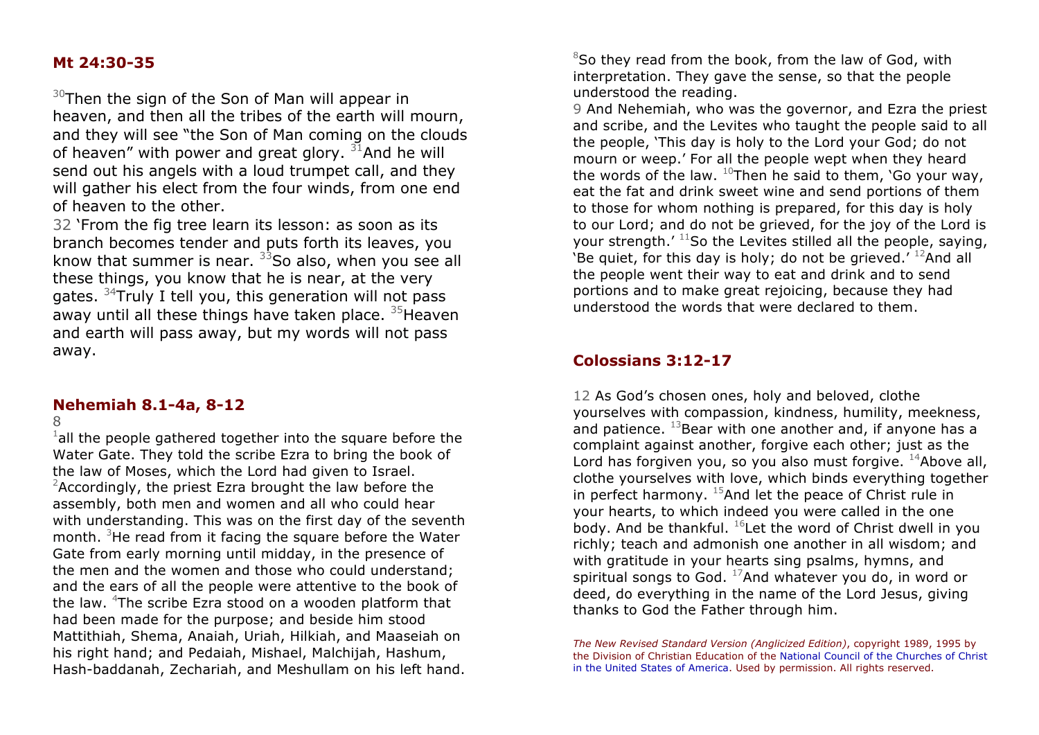## Mt 24:30-35

[30]Then the sign of the Son of Man will appear in heaven, and then all the tribes of the earth will mourn, and they will see "the Son of Man coming on the clouds of heaven" with power and great glory. [31]And he will send out his angels with a loud trumpet call, and they will gather his elect from the four winds, from one end of heaven to the other.

32 'From the fig tree learn its lesson: as soon as its branch becomes tender and puts forth its leaves, you know that summer is near. [33]So also, when you see all these things, you know that he is near, at the very gates. [34]Truly I tell you, this generation will not pass away until all these things have taken place. [35]Heaven and earth will pass away, but my words will not pass away.

## Nehemiah 8.1-4a, 8-12

8

[1]all the people gathered together into the square before the Water Gate. They told the scribe Ezra to bring the book of the law of Moses, which the Lord had given to Israel. [2]Accordingly, the priest Ezra brought the law before the assembly, both men and women and all who could hear with understanding. This was on the first day of the seventh month. [3]He read from it facing the square before the Water Gate from early morning until midday, in the presence of the men and the women and those who could understand; and the ears of all the people were attentive to the book of the law. [4]The scribe Ezra stood on a wooden platform that had been made for the purpose; and beside him stood Mattithiah, Shema, Anaiah, Uriah, Hilkiah, and Maaseiah on his right hand; and Pedaiah, Mishael, Malchijah, Hashum, Hash-baddanah, Zechariah, and Meshullam on his left hand.

[8]So they read from the book, from the law of God, with interpretation. They gave the sense, so that the people understood the reading.

9 And Nehemiah, who was the governor, and Ezra the priest and scribe, and the Levites who taught the people said to all the people, 'This day is holy to the Lord your God; do not mourn or weep.' For all the people wept when they heard the words of the law. [10]Then he said to them, 'Go your way, eat the fat and drink sweet wine and send portions of them to those for whom nothing is prepared, for this day is holy to our Lord; and do not be grieved, for the joy of the Lord is your strength.' [11]So the Levites stilled all the people, saying, 'Be quiet, for this day is holy; do not be grieved.' [12]And all the people went their way to eat and drink and to send portions and to make great rejoicing, because they had understood the words that were declared to them.

## Colossians 3:12-17

12 As God's chosen ones, holy and beloved, clothe yourselves with compassion, kindness, humility, meekness, and patience. [13]Bear with one another and, if anyone has a complaint against another, forgive each other; just as the Lord has forgiven you, so you also must forgive. [14]Above all, clothe yourselves with love, which binds everything together in perfect harmony. [15]And let the peace of Christ rule in your hearts, to which indeed you were called in the one body. And be thankful. [16]Let the word of Christ dwell in you richly; teach and admonish one another in all wisdom; and with gratitude in your hearts sing psalms, hymns, and spiritual songs to God. [17]And whatever you do, in word or deed, do everything in the name of the Lord Jesus, giving thanks to God the Father through him.

*The New Revised Standard Version (Anglicized Edition)*, copyright 1989, 1995 by the Division of Christian Education of the National Council of the Churches of Christ in the United States of America. Used by permission. All rights reserved.